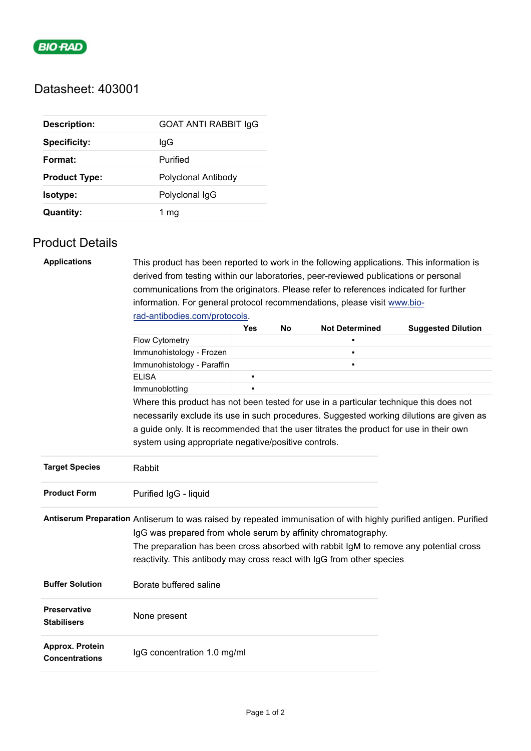BIO-RAD

# Datasheet: 403001

| | |
|---|---|
| **Description:** | GOAT ANTI RABBIT IgG |
| **Specificity:** | IgG |
| **Format:** | Purified |
| **Product Type:** | Polyclonal Antibody |
| **Isotype:** | Polyclonal IgG |
| **Quantity:** | 1 mg |

## Product Details

**Applications**

This product has been reported to work in the following applications. This information is derived from testing within our laboratories, peer-reviewed publications or personal communications from the originators. Please refer to references indicated for further information. For general protocol recommendations, please visit [www.bio-rad-antibodies.com/protocols](www.bio-rad-antibodies.com/protocols).

| | Yes | No | Not Determined | Suggested Dilution |
|---|---|---|---|---|
| Flow Cytometry | | | ▪ | |
| Immunohistology - Frozen | | | ▪ | |
| Immunohistology - Paraffin | | | ▪ | |
| ELISA | ▪ | | | |
| Immunoblotting | ▪ | | | |

Where this product has not been tested for use in a particular technique this does not necessarily exclude its use in such procedures. Suggested working dilutions are given as a guide only. It is recommended that the user titrates the product for use in their own system using appropriate negative/positive controls.

| | |
|---|---|
| **Target Species** | Rabbit |
| **Product Form** | Purified IgG - liquid |
| **Antiserum Preparation** | Antiserum to was raised by repeated immunisation of with highly purified antigen. Purified IgG was prepared from whole serum by affinity chromatography. The preparation has been cross absorbed with rabbit IgM to remove any potential cross reactivity. This antibody may cross react with IgG from other species |
| **Buffer Solution** | Borate buffered saline |
| **Preservative Stabilisers** | None present |
| **Approx. Protein Concentrations** | IgG concentration 1.0 mg/ml |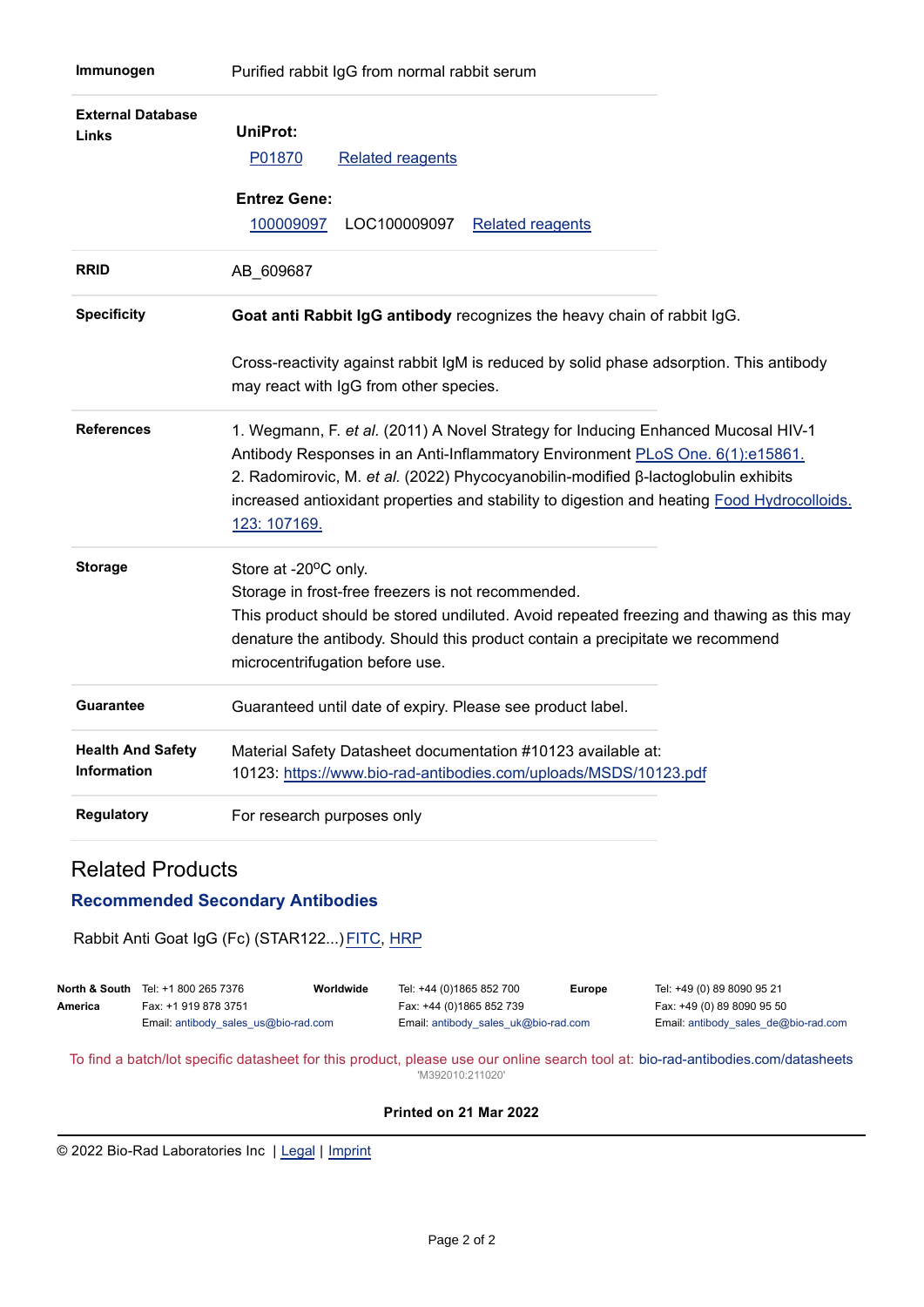| | |
|---|---|
| **Immunogen** | Purified rabbit IgG from normal rabbit serum |
| **External Database Links** | **UniProt:**<br>P01870 Related reagents<br><br>**Entrez Gene:**<br>100009097 LOC100009097 Related reagents |
| **RRID** | AB_609687 |
| **Specificity** | **Goat anti Rabbit IgG antibody** recognizes the heavy chain of rabbit IgG.<br><br>Cross-reactivity against rabbit IgM is reduced by solid phase adsorption. This antibody may react with IgG from other species. |
| **References** | 1. Wegmann, F. *et al.* (2011) A Novel Strategy for Inducing Enhanced Mucosal HIV-1 Antibody Responses in an Anti-Inflammatory Environment PLoS One. 6(1):e15861.<br>2. Radomirovic, M. *et al.* (2022) Phycocyanobilin-modified β-lactoglobulin exhibits increased antioxidant properties and stability to digestion and heating Food Hydrocolloids. 123: 107169. |
| **Storage** | Store at -20$^{o}$C only.<br>Storage in frost-free freezers is not recommended.<br>This product should be stored undiluted. Avoid repeated freezing and thawing as this may denature the antibody. Should this product contain a precipitate we recommend microcentrifugation before use. |
| **Guarantee** | Guaranteed until date of expiry. Please see product label. |
| **Health And Safety Information** | Material Safety Datasheet documentation #10123 available at:<br>10123: https://www.bio-rad-antibodies.com/uploads/MSDS/10123.pdf |
| **Regulatory** | For research purposes only |

## Related Products

### Recommended Secondary Antibodies

Rabbit Anti Goat IgG (Fc) (STAR122...) FITC, HRP

**North & South America** Tel: +1 800 265 7376 Fax: +1 919 878 3751 Email: antibody_sales_us@bio-rad.com

**Worldwide** Tel: +44 (0)1865 852 700 Fax: +44 (0)1865 852 739 Email: antibody_sales_uk@bio-rad.com

**Europe** Tel: +49 (0) 89 8090 95 21 Fax: +49 (0) 89 8090 95 50 Email: antibody_sales_de@bio-rad.com

To find a batch/lot specific datasheet for this product, please use our online search tool at: bio-rad-antibodies.com/datasheets

'M392010:211020'

**Printed on 21 Mar 2022**

© 2022 Bio-Rad Laboratories Inc | Legal | Imprint